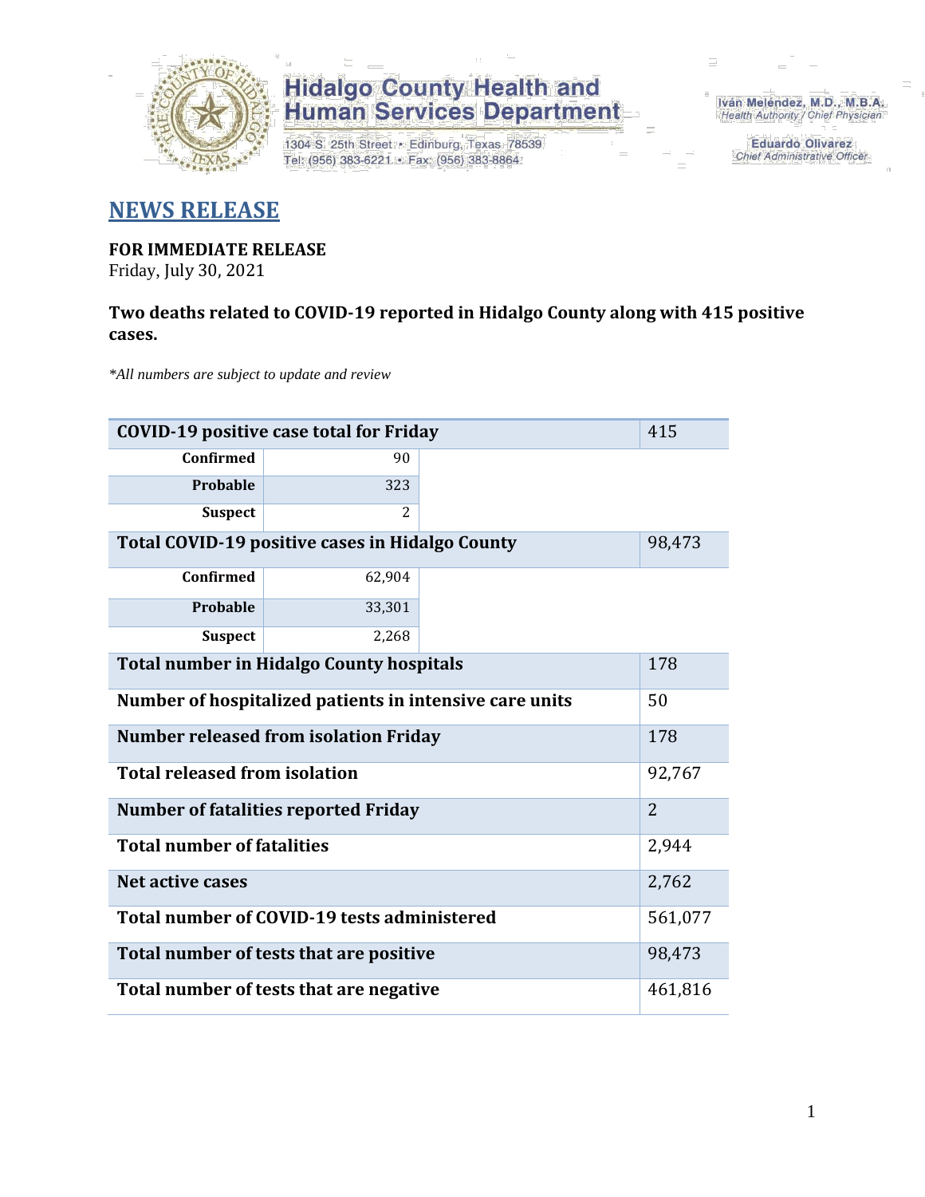**Hidalgo County Health and Human Services Department**

1304 S. 25th Street • Edinburg, Texas 78539
Tel: (956) 383-6221 • Fax: (956) 383-8864

Iván Meléndez, M.D., M.B.A.
*Health Authority / Chief Physician*

Eduardo Olivarez
*Chief Administrative Officer*

# NEWS RELEASE

**FOR IMMEDIATE RELEASE**
Friday, July 30, 2021

**Two deaths related to COVID-19 reported in Hidalgo County along with 415 positive cases.**

*\*All numbers are subject to update and review*

| COVID-19 positive case total for Friday | | 415 |
|---|---|---|
| Confirmed | 90 | |
| Probable | 323 | |
| Suspect | 2 | |
| **Total COVID-19 positive cases in Hidalgo County** | | 98,473 |
| Confirmed | 62,904 | |
| Probable | 33,301 | |
| Suspect | 2,268 | |
| **Total number in Hidalgo County hospitals** | | 178 |
| **Number of hospitalized patients in intensive care units** | | 50 |
| **Number released from isolation Friday** | | 178 |
| **Total released from isolation** | | 92,767 |
| **Number of fatalities reported Friday** | | 2 |
| **Total number of fatalities** | | 2,944 |
| **Net active cases** | | 2,762 |
| **Total number of COVID-19 tests administered** | | 561,077 |
| **Total number of tests that are positive** | | 98,473 |
| **Total number of tests that are negative** | | 461,816 |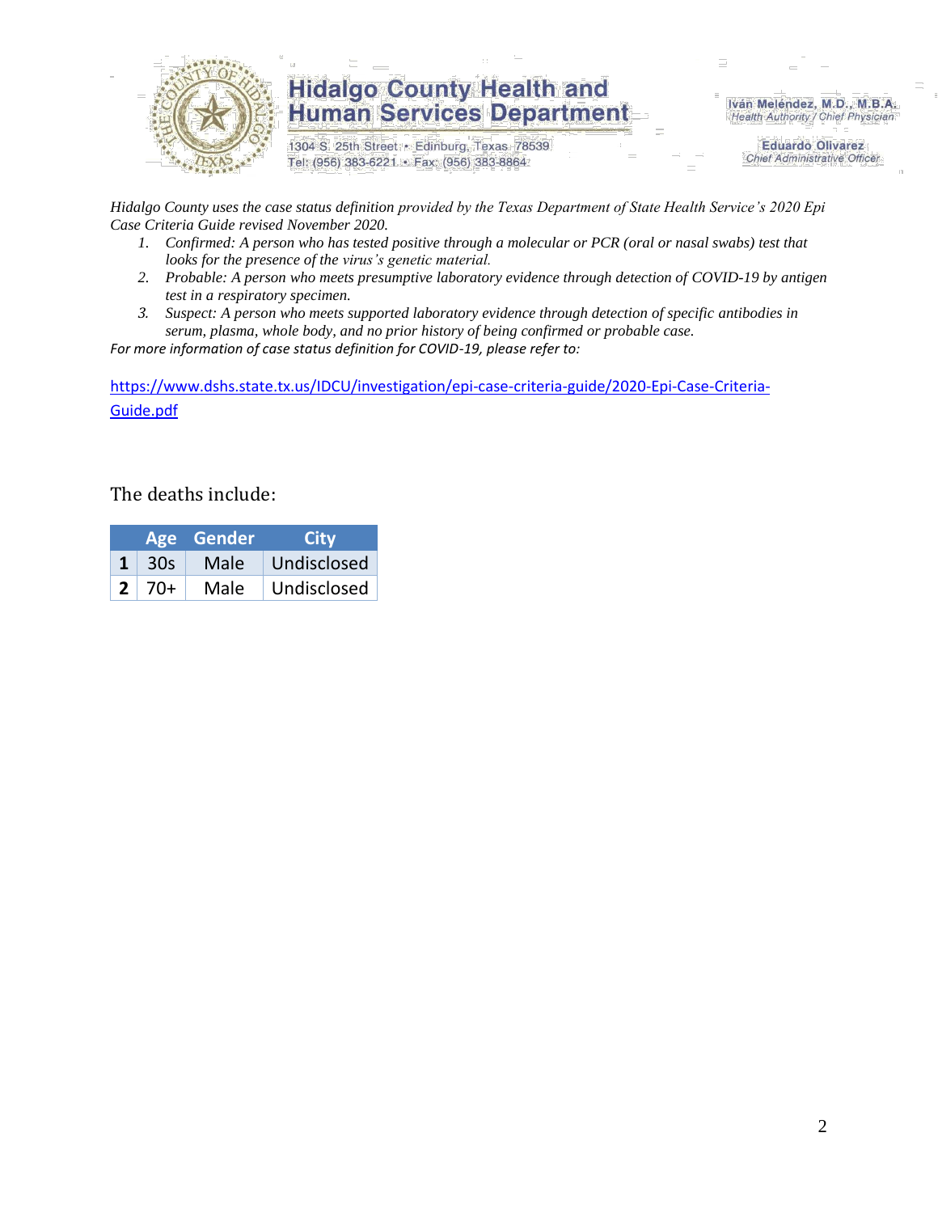*Hidalgo County uses the case status definition provided by the Texas Department of State Health Service's 2020 Epi Case Criteria Guide revised November 2020.*

1. *Confirmed: A person who has tested positive through a molecular or PCR (oral or nasal swabs) test that looks for the presence of the virus's genetic material.*
2. *Probable: A person who meets presumptive laboratory evidence through detection of COVID-19 by antigen test in a respiratory specimen.*
3. *Suspect: A person who meets supported laboratory evidence through detection of specific antibodies in serum, plasma, whole body, and no prior history of being confirmed or probable case.*

*For more information of case status definition for COVID-19, please refer to:*

[https://www.dshs.state.tx.us/IDCU/investigation/epi-case-criteria-guide/2020-Epi-Case-Criteria-Guide.pdf](https://www.dshs.state.tx.us/IDCU/investigation/epi-case-criteria-guide/2020-Epi-Case-Criteria-Guide.pdf)

The deaths include:

| | Age | Gender | City |
|---|---|---|---|
| **1** | 30s | Male | Undisclosed |
| **2** | 70+ | Male | Undisclosed |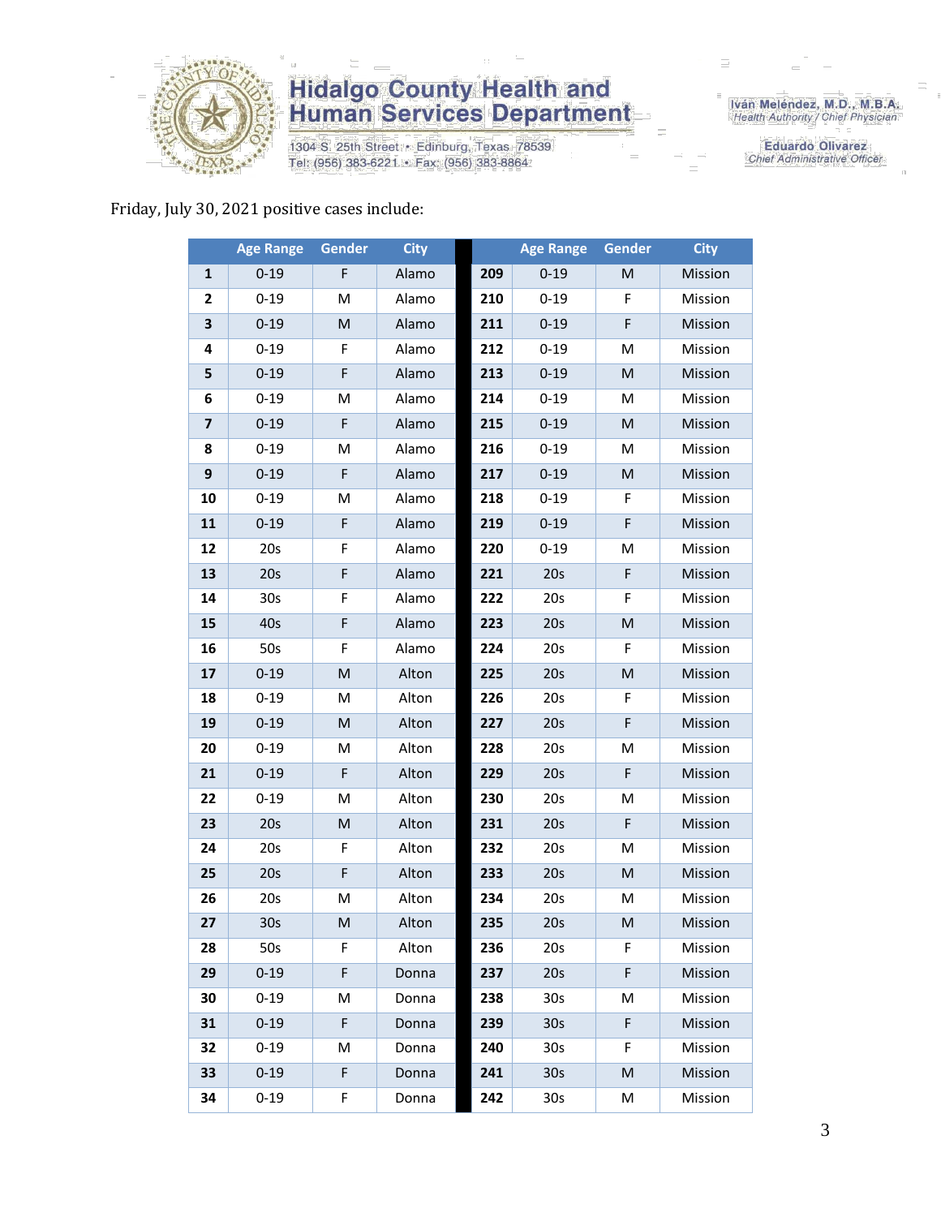Friday, July 30, 2021 positive cases include:

| | Age Range | Gender | City | | Age Range | Gender | City |
|---|---|---|---|---|---|---|---|
| **1** | 0-19 | F | Alamo | **209** | 0-19 | M | Mission |
| **2** | 0-19 | M | Alamo | **210** | 0-19 | F | Mission |
| **3** | 0-19 | M | Alamo | **211** | 0-19 | F | Mission |
| **4** | 0-19 | F | Alamo | **212** | 0-19 | M | Mission |
| **5** | 0-19 | F | Alamo | **213** | 0-19 | M | Mission |
| **6** | 0-19 | M | Alamo | **214** | 0-19 | M | Mission |
| **7** | 0-19 | F | Alamo | **215** | 0-19 | M | Mission |
| **8** | 0-19 | M | Alamo | **216** | 0-19 | M | Mission |
| **9** | 0-19 | F | Alamo | **217** | 0-19 | M | Mission |
| **10** | 0-19 | M | Alamo | **218** | 0-19 | F | Mission |
| **11** | 0-19 | F | Alamo | **219** | 0-19 | F | Mission |
| **12** | 20s | F | Alamo | **220** | 0-19 | M | Mission |
| **13** | 20s | F | Alamo | **221** | 20s | F | Mission |
| **14** | 30s | F | Alamo | **222** | 20s | F | Mission |
| **15** | 40s | F | Alamo | **223** | 20s | M | Mission |
| **16** | 50s | F | Alamo | **224** | 20s | F | Mission |
| **17** | 0-19 | M | Alton | **225** | 20s | M | Mission |
| **18** | 0-19 | M | Alton | **226** | 20s | F | Mission |
| **19** | 0-19 | M | Alton | **227** | 20s | F | Mission |
| **20** | 0-19 | M | Alton | **228** | 20s | M | Mission |
| **21** | 0-19 | F | Alton | **229** | 20s | F | Mission |
| **22** | 0-19 | M | Alton | **230** | 20s | M | Mission |
| **23** | 20s | M | Alton | **231** | 20s | F | Mission |
| **24** | 20s | F | Alton | **232** | 20s | M | Mission |
| **25** | 20s | F | Alton | **233** | 20s | M | Mission |
| **26** | 20s | M | Alton | **234** | 20s | M | Mission |
| **27** | 30s | M | Alton | **235** | 20s | M | Mission |
| **28** | 50s | F | Alton | **236** | 20s | F | Mission |
| **29** | 0-19 | F | Donna | **237** | 20s | F | Mission |
| **30** | 0-19 | M | Donna | **238** | 30s | M | Mission |
| **31** | 0-19 | F | Donna | **239** | 30s | F | Mission |
| **32** | 0-19 | M | Donna | **240** | 30s | F | Mission |
| **33** | 0-19 | F | Donna | **241** | 30s | M | Mission |
| **34** | 0-19 | F | Donna | **242** | 30s | M | Mission |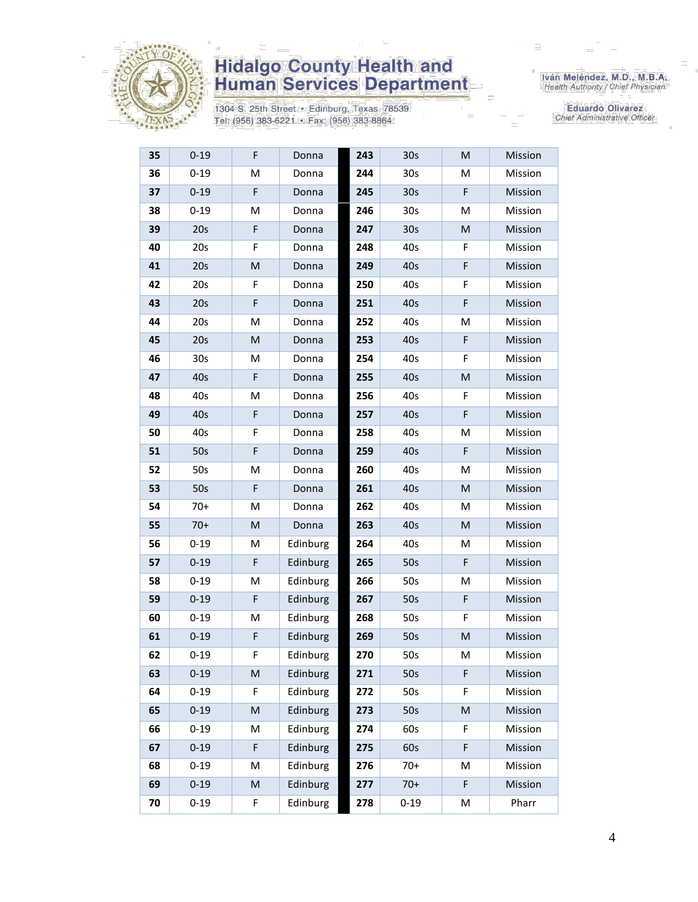| 35 | 0-19 | F | Donna | 243 | 30s | M | Mission |
|---|---|---|---|---|---|---|---|
| 36 | 0-19 | M | Donna | 244 | 30s | M | Mission |
| 37 | 0-19 | F | Donna | 245 | 30s | F | Mission |
| 38 | 0-19 | M | Donna | 246 | 30s | M | Mission |
| 39 | 20s | F | Donna | 247 | 30s | M | Mission |
| 40 | 20s | F | Donna | 248 | 40s | F | Mission |
| 41 | 20s | M | Donna | 249 | 40s | F | Mission |
| 42 | 20s | F | Donna | 250 | 40s | F | Mission |
| 43 | 20s | F | Donna | 251 | 40s | F | Mission |
| 44 | 20s | M | Donna | 252 | 40s | M | Mission |
| 45 | 20s | M | Donna | 253 | 40s | F | Mission |
| 46 | 30s | M | Donna | 254 | 40s | F | Mission |
| 47 | 40s | F | Donna | 255 | 40s | M | Mission |
| 48 | 40s | M | Donna | 256 | 40s | F | Mission |
| 49 | 40s | F | Donna | 257 | 40s | F | Mission |
| 50 | 40s | F | Donna | 258 | 40s | M | Mission |
| 51 | 50s | F | Donna | 259 | 40s | F | Mission |
| 52 | 50s | M | Donna | 260 | 40s | M | Mission |
| 53 | 50s | F | Donna | 261 | 40s | M | Mission |
| 54 | 70+ | M | Donna | 262 | 40s | M | Mission |
| 55 | 70+ | M | Donna | 263 | 40s | M | Mission |
| 56 | 0-19 | M | Edinburg | 264 | 40s | M | Mission |
| 57 | 0-19 | F | Edinburg | 265 | 50s | F | Mission |
| 58 | 0-19 | M | Edinburg | 266 | 50s | M | Mission |
| 59 | 0-19 | F | Edinburg | 267 | 50s | F | Mission |
| 60 | 0-19 | M | Edinburg | 268 | 50s | F | Mission |
| 61 | 0-19 | F | Edinburg | 269 | 50s | M | Mission |
| 62 | 0-19 | F | Edinburg | 270 | 50s | M | Mission |
| 63 | 0-19 | M | Edinburg | 271 | 50s | F | Mission |
| 64 | 0-19 | F | Edinburg | 272 | 50s | F | Mission |
| 65 | 0-19 | M | Edinburg | 273 | 50s | M | Mission |
| 66 | 0-19 | M | Edinburg | 274 | 60s | F | Mission |
| 67 | 0-19 | F | Edinburg | 275 | 60s | F | Mission |
| 68 | 0-19 | M | Edinburg | 276 | 70+ | M | Mission |
| 69 | 0-19 | M | Edinburg | 277 | 70+ | F | Mission |
| 70 | 0-19 | F | Edinburg | 278 | 0-19 | M | Pharr |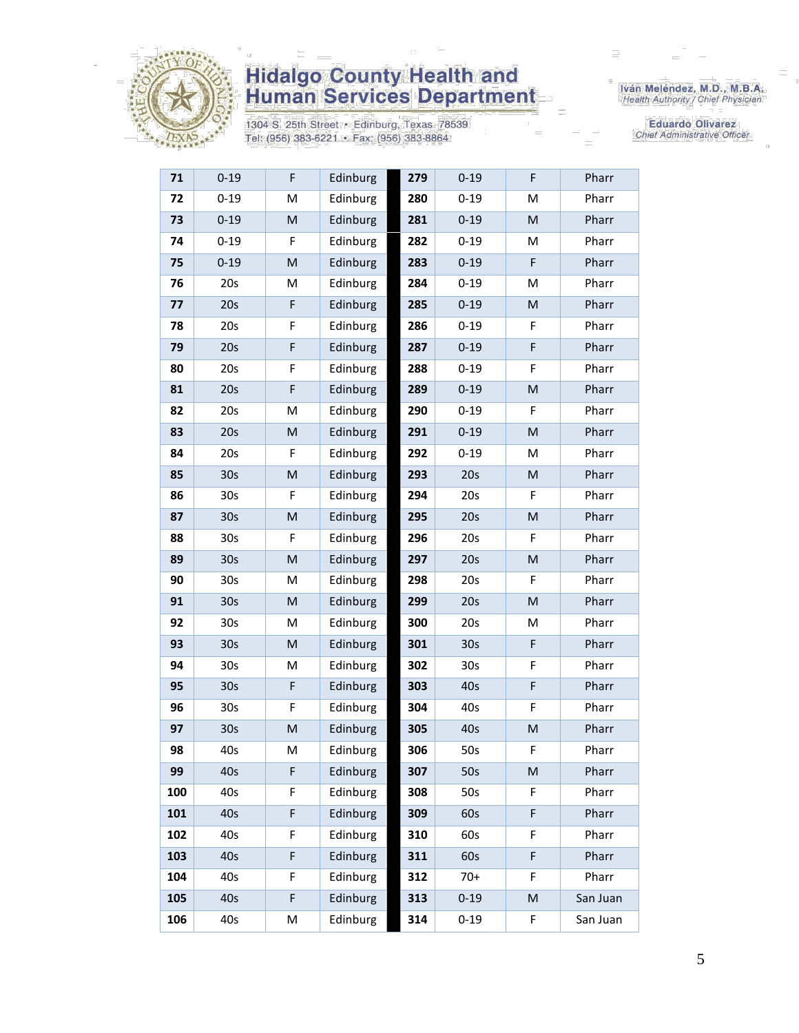| 71 | 0-19 | F | Edinburg | | 279 | 0-19 | F | Pharr |
|---|---|---|---|---|---|---|---|---|
| 72 | 0-19 | M | Edinburg | | 280 | 0-19 | M | Pharr |
| 73 | 0-19 | M | Edinburg | | 281 | 0-19 | M | Pharr |
| 74 | 0-19 | F | Edinburg | | 282 | 0-19 | M | Pharr |
| 75 | 0-19 | M | Edinburg | | 283 | 0-19 | F | Pharr |
| 76 | 20s | M | Edinburg | | 284 | 0-19 | M | Pharr |
| 77 | 20s | F | Edinburg | | 285 | 0-19 | M | Pharr |
| 78 | 20s | F | Edinburg | | 286 | 0-19 | F | Pharr |
| 79 | 20s | F | Edinburg | | 287 | 0-19 | F | Pharr |
| 80 | 20s | F | Edinburg | | 288 | 0-19 | F | Pharr |
| 81 | 20s | F | Edinburg | | 289 | 0-19 | M | Pharr |
| 82 | 20s | M | Edinburg | | 290 | 0-19 | F | Pharr |
| 83 | 20s | M | Edinburg | | 291 | 0-19 | M | Pharr |
| 84 | 20s | F | Edinburg | | 292 | 0-19 | M | Pharr |
| 85 | 30s | M | Edinburg | | 293 | 20s | M | Pharr |
| 86 | 30s | F | Edinburg | | 294 | 20s | F | Pharr |
| 87 | 30s | M | Edinburg | | 295 | 20s | M | Pharr |
| 88 | 30s | F | Edinburg | | 296 | 20s | F | Pharr |
| 89 | 30s | M | Edinburg | | 297 | 20s | M | Pharr |
| 90 | 30s | M | Edinburg | | 298 | 20s | F | Pharr |
| 91 | 30s | M | Edinburg | | 299 | 20s | M | Pharr |
| 92 | 30s | M | Edinburg | | 300 | 20s | M | Pharr |
| 93 | 30s | M | Edinburg | | 301 | 30s | F | Pharr |
| 94 | 30s | M | Edinburg | | 302 | 30s | F | Pharr |
| 95 | 30s | F | Edinburg | | 303 | 40s | F | Pharr |
| 96 | 30s | F | Edinburg | | 304 | 40s | F | Pharr |
| 97 | 30s | M | Edinburg | | 305 | 40s | M | Pharr |
| 98 | 40s | M | Edinburg | | 306 | 50s | F | Pharr |
| 99 | 40s | F | Edinburg | | 307 | 50s | M | Pharr |
| 100 | 40s | F | Edinburg | | 308 | 50s | F | Pharr |
| 101 | 40s | F | Edinburg | | 309 | 60s | F | Pharr |
| 102 | 40s | F | Edinburg | | 310 | 60s | F | Pharr |
| 103 | 40s | F | Edinburg | | 311 | 60s | F | Pharr |
| 104 | 40s | F | Edinburg | | 312 | 70+ | F | Pharr |
| 105 | 40s | F | Edinburg | | 313 | 0-19 | M | San Juan |
| 106 | 40s | M | Edinburg | | 314 | 0-19 | F | San Juan |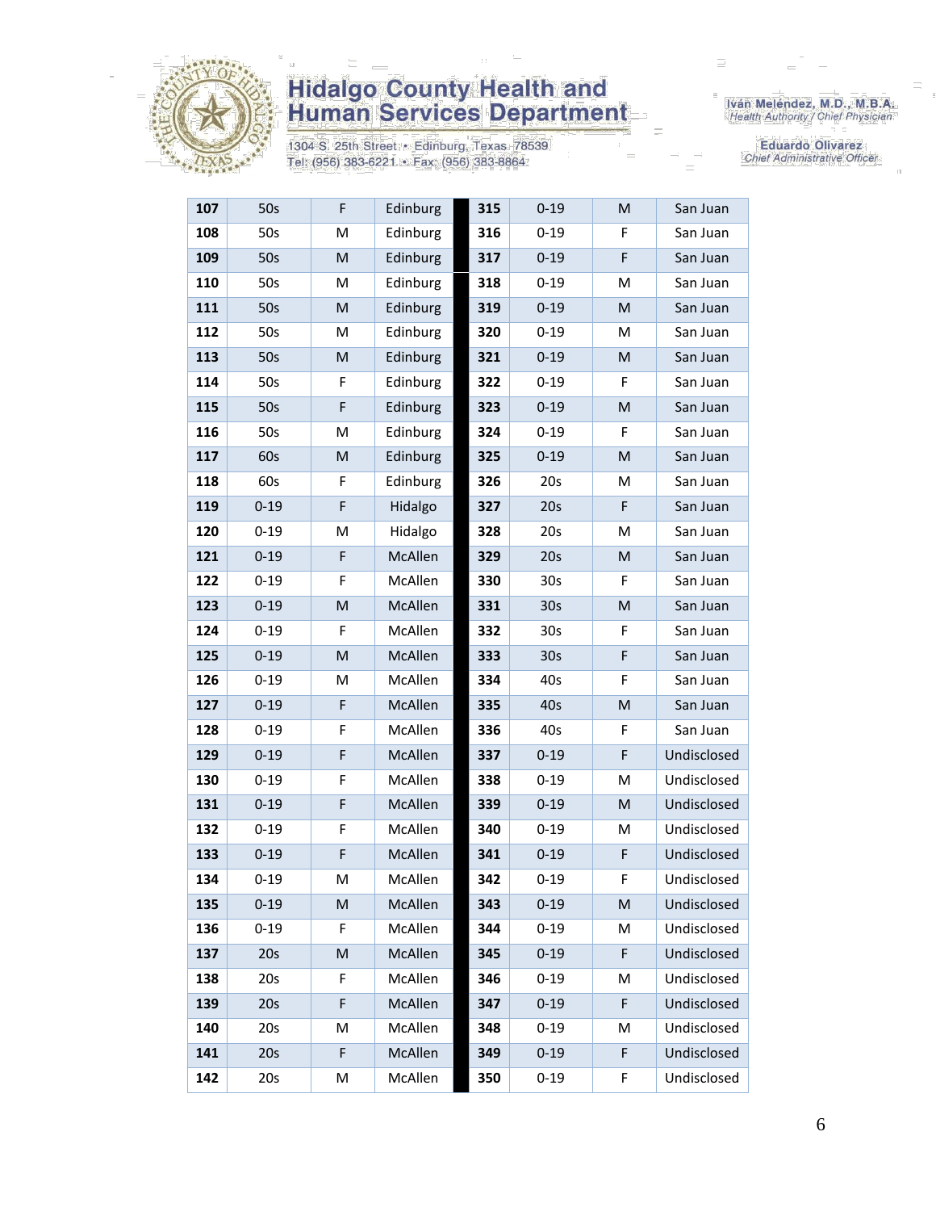| 107 | 50s | F | Edinburg | 315 | 0-19 | M | San Juan |
|---|---|---|---|---|---|---|---|
| 108 | 50s | M | Edinburg | 316 | 0-19 | F | San Juan |
| 109 | 50s | M | Edinburg | 317 | 0-19 | F | San Juan |
| 110 | 50s | M | Edinburg | 318 | 0-19 | M | San Juan |
| 111 | 50s | M | Edinburg | 319 | 0-19 | M | San Juan |
| 112 | 50s | M | Edinburg | 320 | 0-19 | M | San Juan |
| 113 | 50s | M | Edinburg | 321 | 0-19 | M | San Juan |
| 114 | 50s | F | Edinburg | 322 | 0-19 | F | San Juan |
| 115 | 50s | F | Edinburg | 323 | 0-19 | M | San Juan |
| 116 | 50s | M | Edinburg | 324 | 0-19 | F | San Juan |
| 117 | 60s | M | Edinburg | 325 | 0-19 | M | San Juan |
| 118 | 60s | F | Edinburg | 326 | 20s | M | San Juan |
| 119 | 0-19 | F | Hidalgo | 327 | 20s | F | San Juan |
| 120 | 0-19 | M | Hidalgo | 328 | 20s | M | San Juan |
| 121 | 0-19 | F | McAllen | 329 | 20s | M | San Juan |
| 122 | 0-19 | F | McAllen | 330 | 30s | F | San Juan |
| 123 | 0-19 | M | McAllen | 331 | 30s | M | San Juan |
| 124 | 0-19 | F | McAllen | 332 | 30s | F | San Juan |
| 125 | 0-19 | M | McAllen | 333 | 30s | F | San Juan |
| 126 | 0-19 | M | McAllen | 334 | 40s | F | San Juan |
| 127 | 0-19 | F | McAllen | 335 | 40s | M | San Juan |
| 128 | 0-19 | F | McAllen | 336 | 40s | F | San Juan |
| 129 | 0-19 | F | McAllen | 337 | 0-19 | F | Undisclosed |
| 130 | 0-19 | F | McAllen | 338 | 0-19 | M | Undisclosed |
| 131 | 0-19 | F | McAllen | 339 | 0-19 | M | Undisclosed |
| 132 | 0-19 | F | McAllen | 340 | 0-19 | M | Undisclosed |
| 133 | 0-19 | F | McAllen | 341 | 0-19 | F | Undisclosed |
| 134 | 0-19 | M | McAllen | 342 | 0-19 | F | Undisclosed |
| 135 | 0-19 | M | McAllen | 343 | 0-19 | M | Undisclosed |
| 136 | 0-19 | F | McAllen | 344 | 0-19 | M | Undisclosed |
| 137 | 20s | M | McAllen | 345 | 0-19 | F | Undisclosed |
| 138 | 20s | F | McAllen | 346 | 0-19 | M | Undisclosed |
| 139 | 20s | F | McAllen | 347 | 0-19 | F | Undisclosed |
| 140 | 20s | M | McAllen | 348 | 0-19 | M | Undisclosed |
| 141 | 20s | F | McAllen | 349 | 0-19 | F | Undisclosed |
| 142 | 20s | M | McAllen | 350 | 0-19 | F | Undisclosed |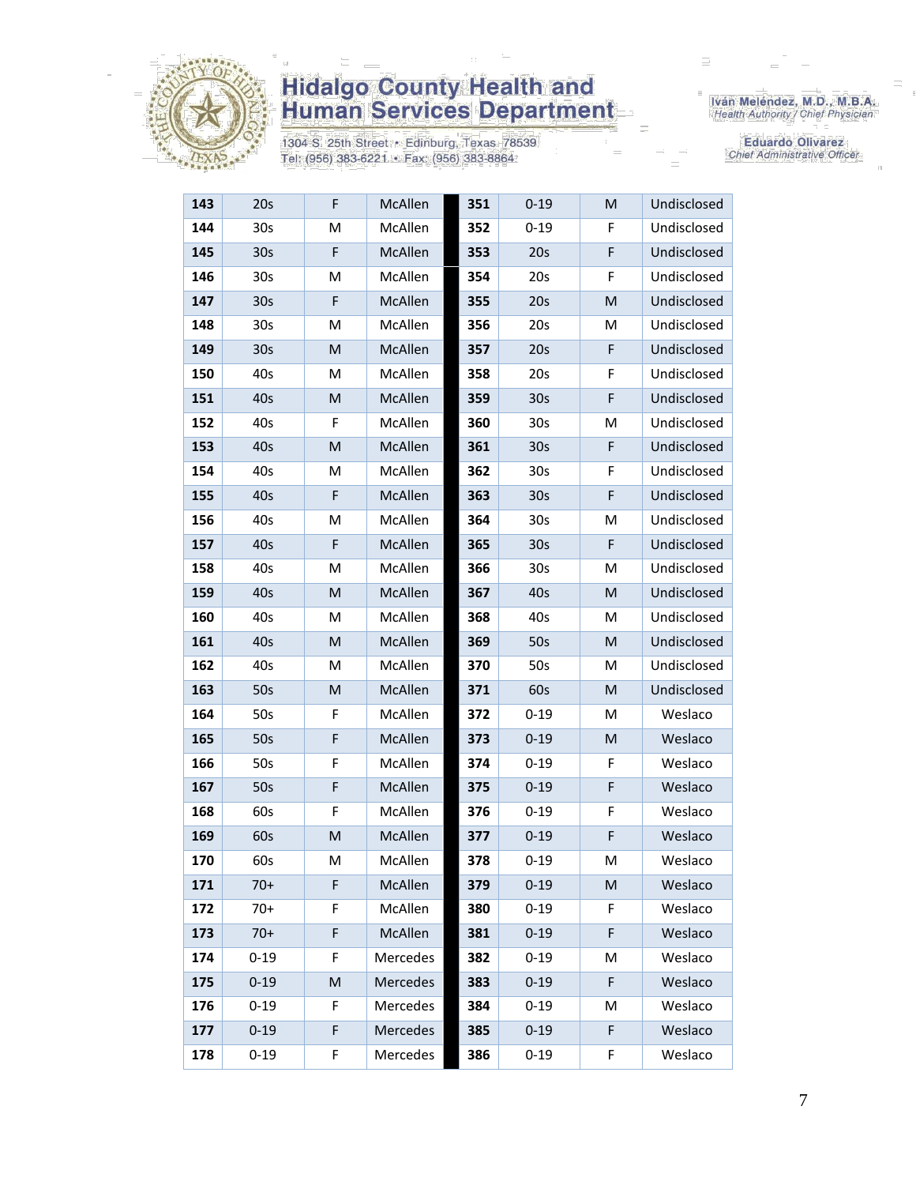# Hidalgo County Health and Human Services Department

1304 S. 25th Street • Edinburg, Texas 78539
Tel: (956) 383-6221 • Fax: (956) 383-8864

Iván Meléndez, M.D., M.B.A.
*Health Authority / Chief Physician*

Eduardo Olivarez
*Chief Administrative Officer*

| | | | | | | | |
|---|---|---|---|---|---|---|---|
| **143** | 20s | F | McAllen | **351** | 0-19 | M | Undisclosed |
| **144** | 30s | M | McAllen | **352** | 0-19 | F | Undisclosed |
| **145** | 30s | F | McAllen | **353** | 20s | F | Undisclosed |
| **146** | 30s | M | McAllen | **354** | 20s | F | Undisclosed |
| **147** | 30s | F | McAllen | **355** | 20s | M | Undisclosed |
| **148** | 30s | M | McAllen | **356** | 20s | M | Undisclosed |
| **149** | 30s | M | McAllen | **357** | 20s | F | Undisclosed |
| **150** | 40s | M | McAllen | **358** | 20s | F | Undisclosed |
| **151** | 40s | M | McAllen | **359** | 30s | F | Undisclosed |
| **152** | 40s | F | McAllen | **360** | 30s | M | Undisclosed |
| **153** | 40s | M | McAllen | **361** | 30s | F | Undisclosed |
| **154** | 40s | M | McAllen | **362** | 30s | F | Undisclosed |
| **155** | 40s | F | McAllen | **363** | 30s | F | Undisclosed |
| **156** | 40s | M | McAllen | **364** | 30s | M | Undisclosed |
| **157** | 40s | F | McAllen | **365** | 30s | F | Undisclosed |
| **158** | 40s | M | McAllen | **366** | 30s | M | Undisclosed |
| **159** | 40s | M | McAllen | **367** | 40s | M | Undisclosed |
| **160** | 40s | M | McAllen | **368** | 40s | M | Undisclosed |
| **161** | 40s | M | McAllen | **369** | 50s | M | Undisclosed |
| **162** | 40s | M | McAllen | **370** | 50s | M | Undisclosed |
| **163** | 50s | M | McAllen | **371** | 60s | M | Undisclosed |
| **164** | 50s | F | McAllen | **372** | 0-19 | M | Weslaco |
| **165** | 50s | F | McAllen | **373** | 0-19 | M | Weslaco |
| **166** | 50s | F | McAllen | **374** | 0-19 | F | Weslaco |
| **167** | 50s | F | McAllen | **375** | 0-19 | F | Weslaco |
| **168** | 60s | F | McAllen | **376** | 0-19 | F | Weslaco |
| **169** | 60s | M | McAllen | **377** | 0-19 | F | Weslaco |
| **170** | 60s | M | McAllen | **378** | 0-19 | M | Weslaco |
| **171** | 70+ | F | McAllen | **379** | 0-19 | M | Weslaco |
| **172** | 70+ | F | McAllen | **380** | 0-19 | F | Weslaco |
| **173** | 70+ | F | McAllen | **381** | 0-19 | F | Weslaco |
| **174** | 0-19 | F | Mercedes | **382** | 0-19 | M | Weslaco |
| **175** | 0-19 | M | Mercedes | **383** | 0-19 | F | Weslaco |
| **176** | 0-19 | F | Mercedes | **384** | 0-19 | M | Weslaco |
| **177** | 0-19 | F | Mercedes | **385** | 0-19 | F | Weslaco |
| **178** | 0-19 | F | Mercedes | **386** | 0-19 | F | Weslaco |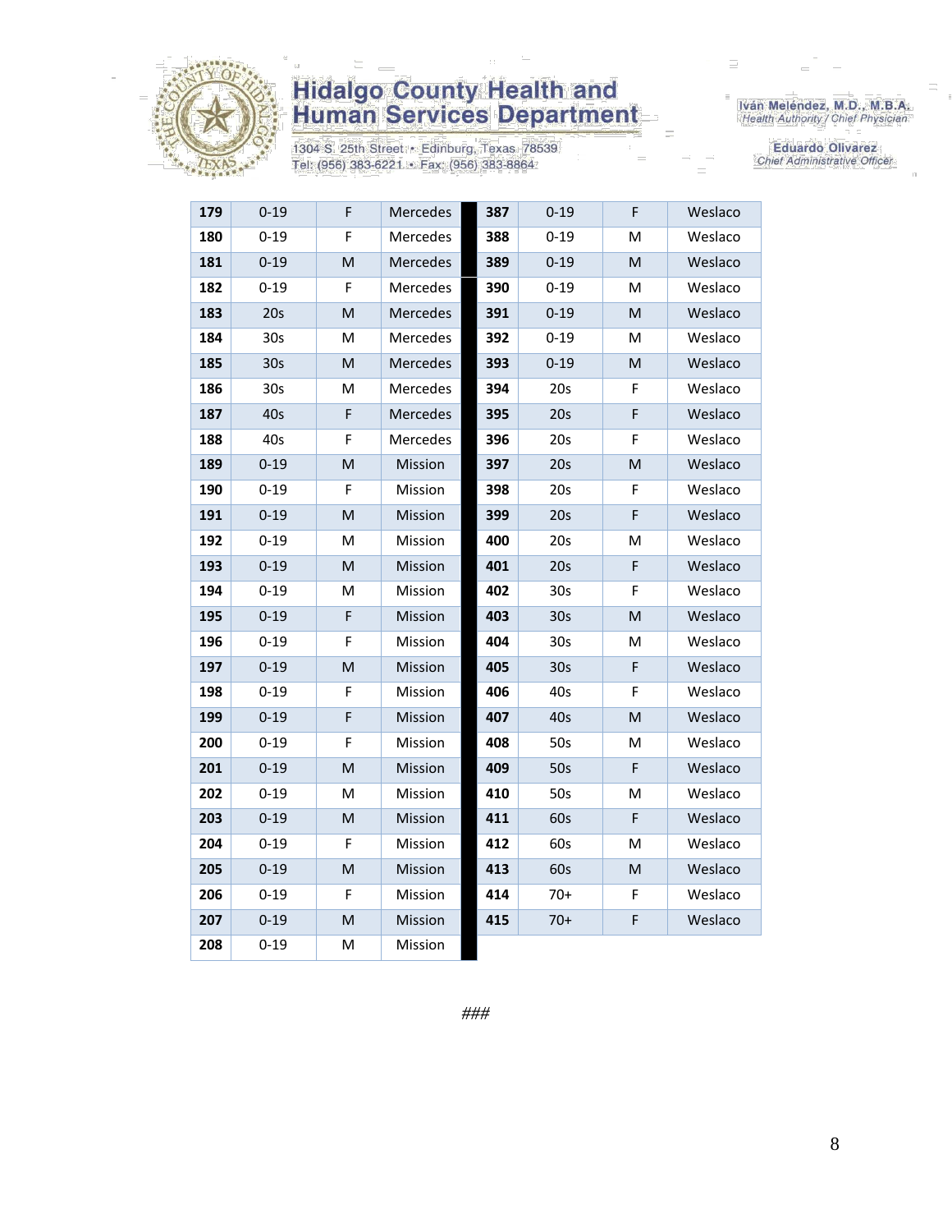| | | | | | | | | |
|---|---|---|---|---|---|---|---|---|
| **179** | 0-19 | F | Mercedes | | **387** | 0-19 | F | Weslaco |
| **180** | 0-19 | F | Mercedes | | **388** | 0-19 | M | Weslaco |
| **181** | 0-19 | M | Mercedes | | **389** | 0-19 | M | Weslaco |
| **182** | 0-19 | F | Mercedes | | **390** | 0-19 | M | Weslaco |
| **183** | 20s | M | Mercedes | | **391** | 0-19 | M | Weslaco |
| **184** | 30s | M | Mercedes | | **392** | 0-19 | M | Weslaco |
| **185** | 30s | M | Mercedes | | **393** | 0-19 | M | Weslaco |
| **186** | 30s | M | Mercedes | | **394** | 20s | F | Weslaco |
| **187** | 40s | F | Mercedes | | **395** | 20s | F | Weslaco |
| **188** | 40s | F | Mercedes | | **396** | 20s | F | Weslaco |
| **189** | 0-19 | M | Mission | | **397** | 20s | M | Weslaco |
| **190** | 0-19 | F | Mission | | **398** | 20s | F | Weslaco |
| **191** | 0-19 | M | Mission | | **399** | 20s | F | Weslaco |
| **192** | 0-19 | M | Mission | | **400** | 20s | M | Weslaco |
| **193** | 0-19 | M | Mission | | **401** | 20s | F | Weslaco |
| **194** | 0-19 | M | Mission | | **402** | 30s | F | Weslaco |
| **195** | 0-19 | F | Mission | | **403** | 30s | M | Weslaco |
| **196** | 0-19 | F | Mission | | **404** | 30s | M | Weslaco |
| **197** | 0-19 | M | Mission | | **405** | 30s | F | Weslaco |
| **198** | 0-19 | F | Mission | | **406** | 40s | F | Weslaco |
| **199** | 0-19 | F | Mission | | **407** | 40s | M | Weslaco |
| **200** | 0-19 | F | Mission | | **408** | 50s | M | Weslaco |
| **201** | 0-19 | M | Mission | | **409** | 50s | F | Weslaco |
| **202** | 0-19 | M | Mission | | **410** | 50s | M | Weslaco |
| **203** | 0-19 | M | Mission | | **411** | 60s | F | Weslaco |
| **204** | 0-19 | F | Mission | | **412** | 60s | M | Weslaco |
| **205** | 0-19 | M | Mission | | **413** | 60s | M | Weslaco |
| **206** | 0-19 | F | Mission | | **414** | 70+ | F | Weslaco |
| **207** | 0-19 | M | Mission | | **415** | 70+ | F | Weslaco |
| **208** | 0-19 | M | Mission | | | | | |

###